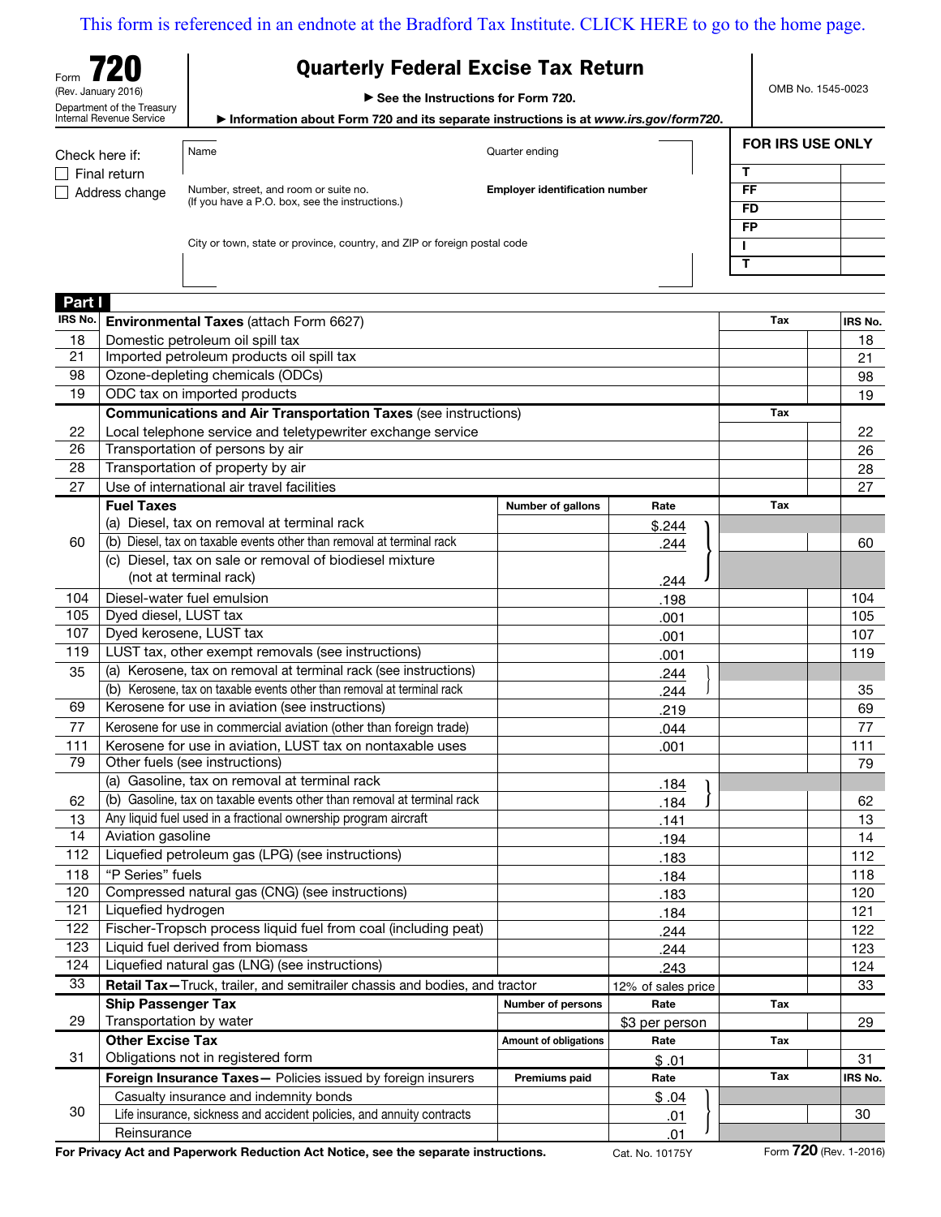This form is referenced in an endnote at the Bradford Tax Institute. CLICK HERE to go to the home page.

Form **720** (Rev. January 2016)
Department of the Treasury
Internal Revenue Service

# Quarterly Federal Excise Tax Return

▶ See the Instructions for Form 720.

▶ Information about Form 720 and its separate instructions is at *www.irs.gov/form720*.

OMB No. 1545-0023

Check here if:
☐ Final return
☐ Address change

Name | Quarter ending

Number, street, and room or suite no. (If you have a P.O. box, see the instructions.) | **Employer identification number**

City or town, state or province, country, and ZIP or foreign postal code

**FOR IRS USE ONLY**

| | |
|---|---|
| T | |
| FF | |
| FD | |
| FP | |
| I | |
| T | |

## Part I

| IRS No. | **Environmental Taxes** (attach Form 6627) | | | Tax | IRS No. |
|---|---|---|---|---|---|
| 18 | Domestic petroleum oil spill tax | | | | 18 |
| 21 | Imported petroleum products oil spill tax | | | | 21 |
| 98 | Ozone-depleting chemicals (ODCs) | | | | 98 |
| 19 | ODC tax on imported products | | | | 19 |
| | **Communications and Air Transportation Taxes** (see instructions) | | | Tax | |
| 22 | Local telephone service and teletypewriter exchange service | | | | 22 |
| 26 | Transportation of persons by air | | | | 26 |
| 28 | Transportation of property by air | | | | 28 |
| 27 | Use of international air travel facilities | | | | 27 |
| | **Fuel Taxes** | Number of gallons | Rate | Tax | |
| 60 | (a) Diesel, tax on removal at terminal rack | | $.244 | | |
| | (b) Diesel, tax on taxable events other than removal at terminal rack | | .244 | | 60 |
| | (c) Diesel, tax on sale or removal of biodiesel mixture (not at terminal rack) | | .244 | | |
| 104 | Diesel-water fuel emulsion | | .198 | | 104 |
| 105 | Dyed diesel, LUST tax | | .001 | | 105 |
| 107 | Dyed kerosene, LUST tax | | .001 | | 107 |
| 119 | LUST tax, other exempt removals (see instructions) | | .001 | | 119 |
| 35 | (a) Kerosene, tax on removal at terminal rack (see instructions) | | .244 | | |
| | (b) Kerosene, tax on taxable events other than removal at terminal rack | | .244 | | 35 |
| 69 | Kerosene for use in aviation (see instructions) | | .219 | | 69 |
| 77 | Kerosene for use in commercial aviation (other than foreign trade) | | .044 | | 77 |
| 111 | Kerosene for use in aviation, LUST tax on nontaxable uses | | .001 | | 111 |
| 79 | Other fuels (see instructions) | | | | 79 |
| 62 | (a) Gasoline, tax on removal at terminal rack | | .184 | | |
| | (b) Gasoline, tax on taxable events other than removal at terminal rack | | .184 | | 62 |
| 13 | Any liquid fuel used in a fractional ownership program aircraft | | .141 | | 13 |
| 14 | Aviation gasoline | | .194 | | 14 |
| 112 | Liquefied petroleum gas (LPG) (see instructions) | | .183 | | 112 |
| 118 | "P Series" fuels | | .184 | | 118 |
| 120 | Compressed natural gas (CNG) (see instructions) | | .183 | | 120 |
| 121 | Liquefied hydrogen | | .184 | | 121 |
| 122 | Fischer-Tropsch process liquid fuel from coal (including peat) | | .244 | | 122 |
| 123 | Liquid fuel derived from biomass | | .244 | | 123 |
| 124 | Liquefied natural gas (LNG) (see instructions) | | .243 | | 124 |
| 33 | **Retail Tax—**Truck, trailer, and semitrailer chassis and bodies, and tractor | | 12% of sales price | | 33 |
| | **Ship Passenger Tax** | Number of persons | Rate | Tax | |
| 29 | Transportation by water | | $3 per person | | 29 |
| | **Other Excise Tax** | Amount of obligations | Rate | Tax | |
| 31 | Obligations not in registered form | | $ .01 | | 31 |
| | **Foreign Insurance Taxes—** Policies issued by foreign insurers | Premiums paid | Rate | Tax | IRS No. |
| 30 | Casualty insurance and indemnity bonds | | $ .04 | | |
| | Life insurance, sickness and accident policies, and annuity contracts | | .01 | | 30 |
| | Reinsurance | | .01 | | |

**For Privacy Act and Paperwork Reduction Act Notice, see the separate instructions.** Cat. No. 10175Y Form **720** (Rev. 1-2016)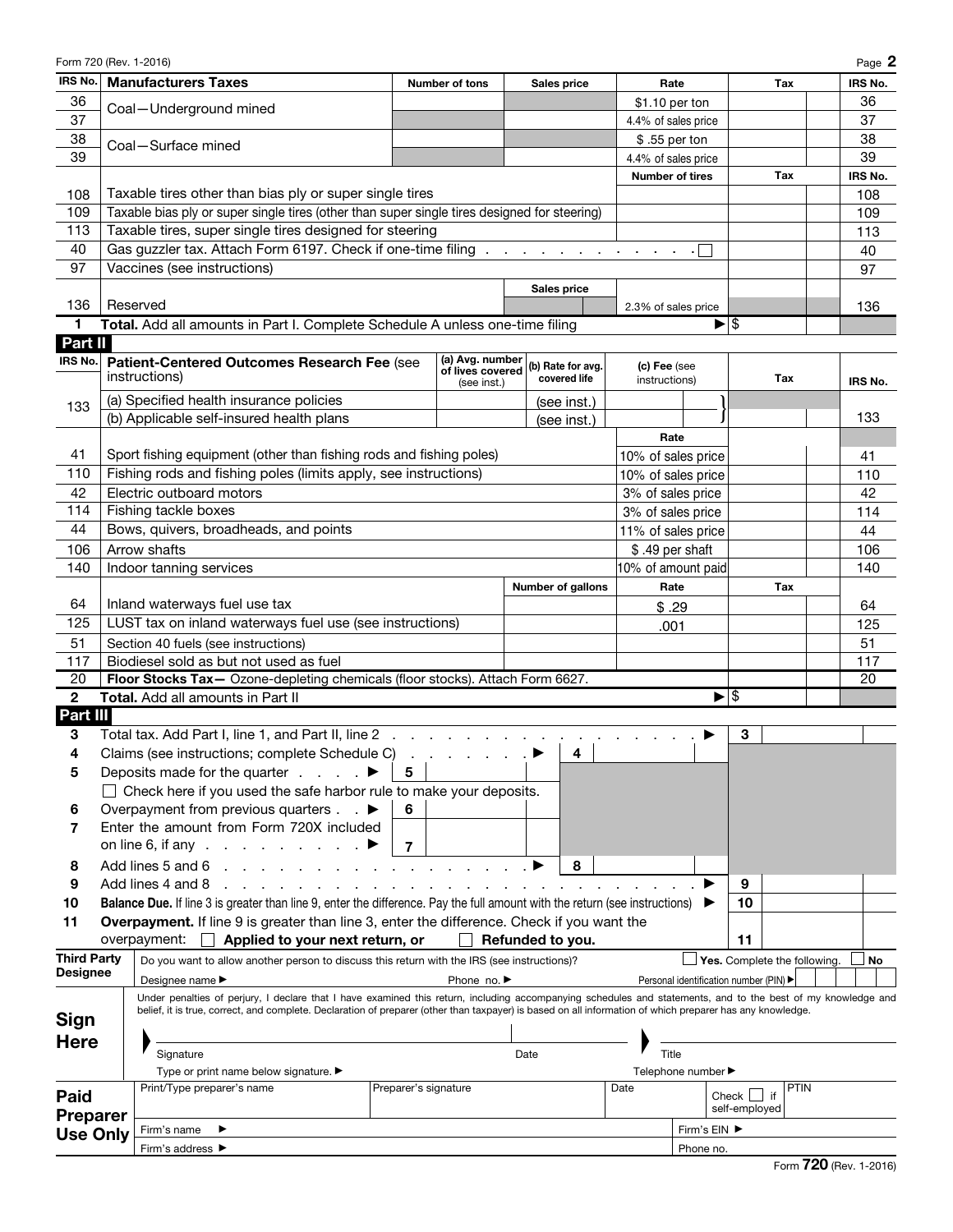Form 720 (Rev. 1-2016)

| IRS No. | Manufacturers Taxes | Number of tons | Sales price | Rate | Tax | IRS No. |
|---|---|---|---|---|---|---|
| 36 | Coal—Underground mined | | | $1.10 per ton | | 36 |
| 37 | | | | 4.4% of sales price | | 37 |
| 38 | Coal—Surface mined | | | $ .55 per ton | | 38 |
| 39 | | | | 4.4% of sales price | | 39 |
| | | | | Number of tires | Tax | IRS No. |
| 108 | Taxable tires other than bias ply or super single tires | | | | | 108 |
| 109 | Taxable bias ply or super single tires (other than super single tires designed for steering) | | | | | 109 |
| 113 | Taxable tires, super single tires designed for steering | | | | | 113 |
| 40 | Gas guzzler tax. Attach Form 6197. Check if one-time filing . . . ☐ | | | | | 40 |
| 97 | Vaccines (see instructions) | | | | | 97 |
| | | | Sales price | | | |
| 136 | Reserved | | | 2.3% of sales price | | 136 |
| 1 | **Total.** Add all amounts in Part I. Complete Schedule A unless one-time filing | | | ▶ | $ | |

**Part II**

| IRS No. | Patient-Centered Outcomes Research Fee (see instructions) | (a) Avg. number of lives covered (see inst.) | (b) Rate for avg. covered life | (c) Fee (see instructions) | Tax | IRS No. |
|---|---|---|---|---|---|---|
| 133 | (a) Specified health insurance policies | | (see inst.) | | | |
| | (b) Applicable self-insured health plans | | (see inst.) | | | 133 |
| | | | | Rate | | |
| 41 | Sport fishing equipment (other than fishing rods and fishing poles) | | | 10% of sales price | | 41 |
| 110 | Fishing rods and fishing poles (limits apply, see instructions) | | | 10% of sales price | | 110 |
| 42 | Electric outboard motors | | | 3% of sales price | | 42 |
| 114 | Fishing tackle boxes | | | 3% of sales price | | 114 |
| 44 | Bows, quivers, broadheads, and points | | | 11% of sales price | | 44 |
| 106 | Arrow shafts | | | $ .49 per shaft | | 106 |
| 140 | Indoor tanning services | | | 10% of amount paid | | 140 |
| | | | Number of gallons | Rate | Tax | |
| 64 | Inland waterways fuel use tax | | | $ .29 | | 64 |
| 125 | LUST tax on inland waterways fuel use (see instructions) | | | .001 | | 125 |
| 51 | Section 40 fuels (see instructions) | | | | | 51 |
| 117 | Biodiesel sold as but not used as fuel | | | | | 117 |
| 20 | **Floor Stocks Tax—** Ozone-depleting chemicals (floor stocks). Attach Form 6627. | | | | | 20 |
| 2 | **Total.** Add all amounts in Part II | | | ▶ | $ | |

**Part III**

| | | | | |
|---|---|---|---|---|
| 3 | Total tax. Add Part I, line 1, and Part II, line 2 . . . ▶ | | 3 | |
| 4 | Claims (see instructions; complete Schedule C) . . . ▶ | 4 | | |
| 5 | Deposits made for the quarter . . . ▶ 5 | | | |
| | ☐ Check here if you used the safe harbor rule to make your deposits. | | | |
| 6 | Overpayment from previous quarters . . ▶ 6 | | | |
| 7 | Enter the amount from Form 720X included on line 6, if any . . . ▶ 7 | | | |
| 8 | Add lines 5 and 6 . . . ▶ | 8 | | |
| 9 | Add lines 4 and 8 . . . ▶ | | 9 | |
| 10 | **Balance Due.** If line 3 is greater than line 9, enter the difference. Pay the full amount with the return (see instructions) ▶ | | 10 | |
| 11 | **Overpayment.** If line 9 is greater than line 3, enter the difference. Check if you want the overpayment: ☐ **Applied to your next return, or** ☐ **Refunded to you.** | | 11 | |

**Third Party Designee**

Do you want to allow another person to discuss this return with the IRS (see instructions)? ☐ **Yes.** Complete the following. ☐ **No**

Designee name ▶ Phone no. ▶ Personal identification number (PIN) ▶

**Sign Here**

Under penalties of perjury, I declare that I have examined this return, including accompanying schedules and statements, and to the best of my knowledge and belief, it is true, correct, and complete. Declaration of preparer (other than taxpayer) is based on all information of which preparer has any knowledge.

Signature | Date | Title

Type or print name below signature. ▶ | Telephone number ▶

**Paid Preparer Use Only**

| Print/Type preparer's name | Preparer's signature | Date | Check ☐ if self-employed | PTIN |
|---|---|---|---|---|
| Firm's name ▶ | | | Firm's EIN ▶ | |
| Firm's address ▶ | | | Phone no. | |

Form **720** (Rev. 1-2016)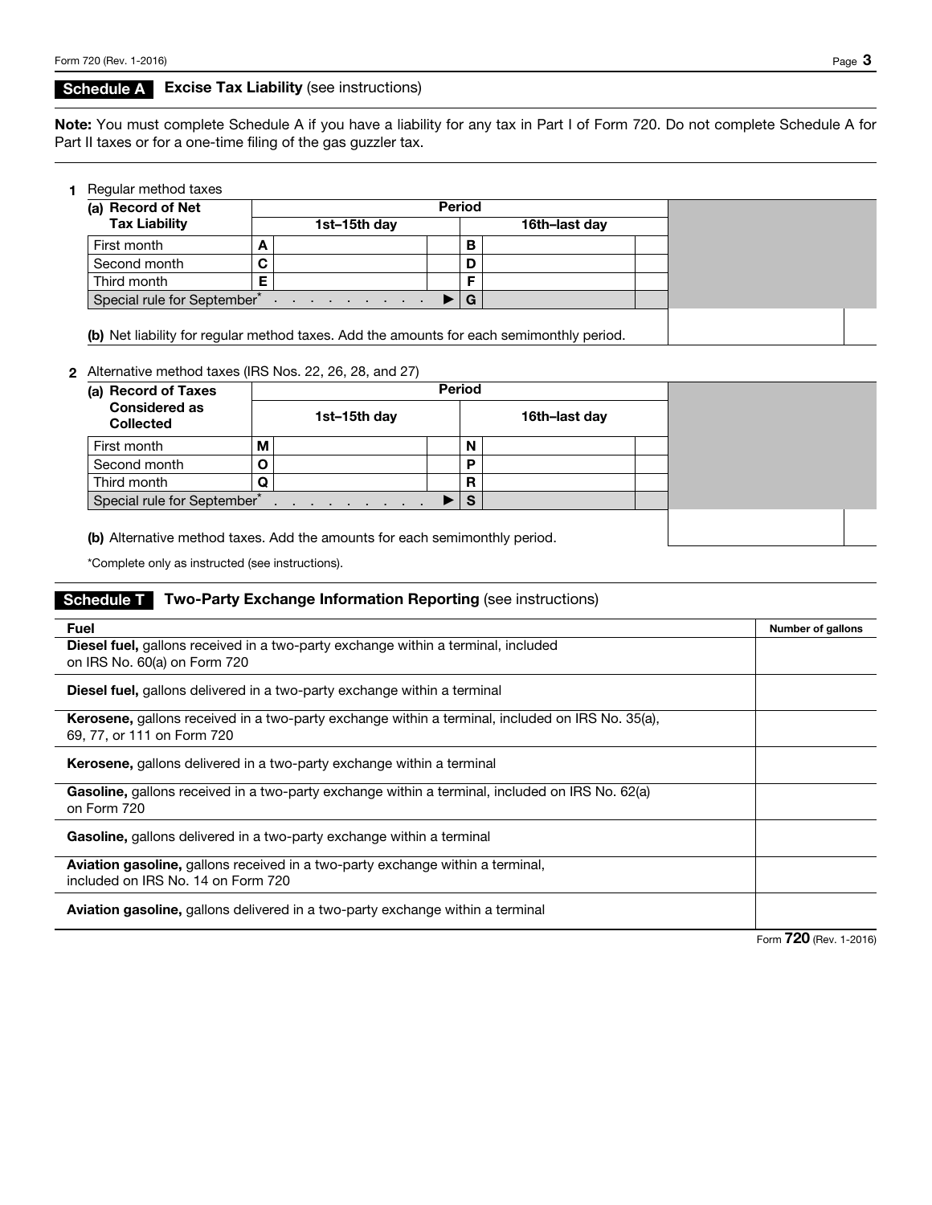## Schedule A Excise Tax Liability (see instructions)

**Note:** You must complete Schedule A if you have a liability for any tax in Part I of Form 720. Do not complete Schedule A for Part II taxes or for a one-time filing of the gas guzzler tax.

**1** Regular method taxes

| (a) Record of Net Tax Liability | Period | | | |
|---|---|---|---|---|
| | | 1st–15th day | | 16th–last day |
| First month | A | | B | |
| Second month | C | | D | |
| Third month | E | | F | |
| Special rule for September* . . . . . . . . . ▶ | | | G | |

**(b)** Net liability for regular method taxes. Add the amounts for each semimonthly period.

**2** Alternative method taxes (IRS Nos. 22, 26, 28, and 27)

| (a) Record of Taxes Considered as Collected | Period | | | |
|---|---|---|---|---|
| | | 1st–15th day | | 16th–last day |
| First month | M | | N | |
| Second month | O | | P | |
| Third month | Q | | R | |
| Special rule for September* . . . . . . . . . ▶ | | | S | |

**(b)** Alternative method taxes. Add the amounts for each semimonthly period.

*Complete only as instructed (see instructions).

## Schedule T Two-Party Exchange Information Reporting (see instructions)

| Fuel | Number of gallons |
|---|---|
| **Diesel fuel,** gallons received in a two-party exchange within a terminal, included on IRS No. 60(a) on Form 720 | |
| **Diesel fuel,** gallons delivered in a two-party exchange within a terminal | |
| **Kerosene,** gallons received in a two-party exchange within a terminal, included on IRS No. 35(a), 69, 77, or 111 on Form 720 | |
| **Kerosene,** gallons delivered in a two-party exchange within a terminal | |
| **Gasoline,** gallons received in a two-party exchange within a terminal, included on IRS No. 62(a) on Form 720 | |
| **Gasoline,** gallons delivered in a two-party exchange within a terminal | |
| **Aviation gasoline,** gallons received in a two-party exchange within a terminal, included on IRS No. 14 on Form 720 | |
| **Aviation gasoline,** gallons delivered in a two-party exchange within a terminal | |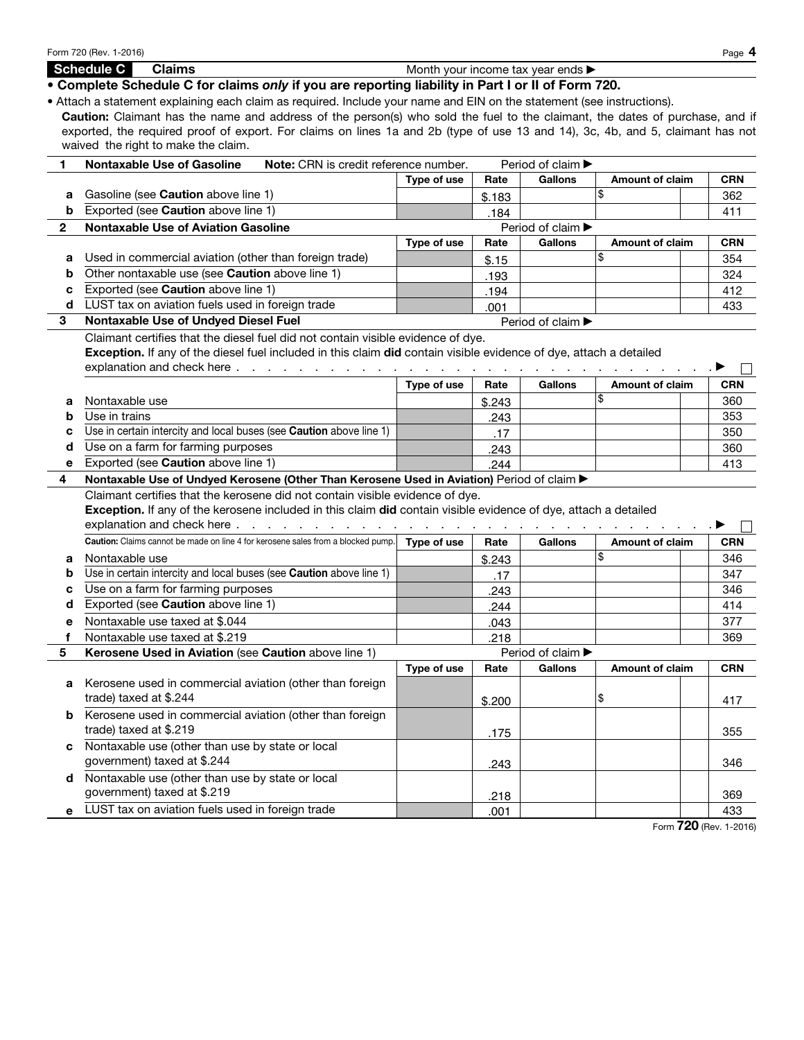Form 720 (Rev. 1-2016)

## Schedule C Claims

Month your income tax year ends ▶

- **Complete Schedule C for claims *only* if you are reporting liability in Part I or II of Form 720.**
- Attach a statement explaining each claim as required. Include your name and EIN on the statement (see instructions).

**Caution:** Claimant has the name and address of the person(s) who sold the fuel to the claimant, the dates of purchase, and if exported, the required proof of export. For claims on lines 1a and 2b (type of use 13 and 14), 3c, 4b, and 5, claimant has not waived the right to make the claim.

**1 Nontaxable Use of Gasoline** **Note:** CRN is credit reference number. Period of claim ▶

| | | Type of use | Rate | Gallons | Amount of claim | CRN |
|---|---|---|---|---|---|---|
| a | Gasoline (see **Caution** above line 1) | | $.183 | | $ | 362 |
| b | Exported (see **Caution** above line 1) | | .184 | | | 411 |

**2 Nontaxable Use of Aviation Gasoline** Period of claim ▶

| | | Type of use | Rate | Gallons | Amount of claim | CRN |
|---|---|---|---|---|---|---|
| a | Used in commercial aviation (other than foreign trade) | | $.15 | | $ | 354 |
| b | Other nontaxable use (see **Caution** above line 1) | | .193 | | | 324 |
| c | Exported (see **Caution** above line 1) | | .194 | | | 412 |
| d | LUST tax on aviation fuels used in foreign trade | | .001 | | | 433 |

**3 Nontaxable Use of Undyed Diesel Fuel** Period of claim ▶

Claimant certifies that the diesel fuel did not contain visible evidence of dye.
**Exception.** If any of the diesel fuel included in this claim **did** contain visible evidence of dye, attach a detailed explanation and check here . . . . . ▶ ☐

| | | Type of use | Rate | Gallons | Amount of claim | CRN |
|---|---|---|---|---|---|---|
| a | Nontaxable use | | $.243 | | $ | 360 |
| b | Use in trains | | .243 | | | 353 |
| c | Use in certain intercity and local buses (see **Caution** above line 1) | | .17 | | | 350 |
| d | Use on a farm for farming purposes | | .243 | | | 360 |
| e | Exported (see **Caution** above line 1) | | .244 | | | 413 |

**4 Nontaxable Use of Undyed Kerosene (Other Than Kerosene Used in Aviation)** Period of claim ▶

Claimant certifies that the kerosene did not contain visible evidence of dye.
**Exception.** If any of the kerosene included in this claim **did** contain visible evidence of dye, attach a detailed explanation and check here . . . . . ▶ ☐

| | **Caution:** Claims cannot be made on line 4 for kerosene sales from a blocked pump. | Type of use | Rate | Gallons | Amount of claim | CRN |
|---|---|---|---|---|---|---|
| a | Nontaxable use | | $.243 | | $ | 346 |
| b | Use in certain intercity and local buses (see **Caution** above line 1) | | .17 | | | 347 |
| c | Use on a farm for farming purposes | | .243 | | | 346 |
| d | Exported (see **Caution** above line 1) | | .244 | | | 414 |
| e | Nontaxable use taxed at $.044 | | .043 | | | 377 |
| f | Nontaxable use taxed at $.219 | | .218 | | | 369 |

**5 Kerosene Used in Aviation** (see **Caution** above line 1) Period of claim ▶

| | | Type of use | Rate | Gallons | Amount of claim | CRN |
|---|---|---|---|---|---|---|
| a | Kerosene used in commercial aviation (other than foreign trade) taxed at $.244 | | $.200 | | $ | 417 |
| b | Kerosene used in commercial aviation (other than foreign trade) taxed at $.219 | | .175 | | | 355 |
| c | Nontaxable use (other than use by state or local government) taxed at $.244 | | .243 | | | 346 |
| d | Nontaxable use (other than use by state or local government) taxed at $.219 | | .218 | | | 369 |
| e | LUST tax on aviation fuels used in foreign trade | | .001 | | | 433 |

Form **720** (Rev. 1-2016)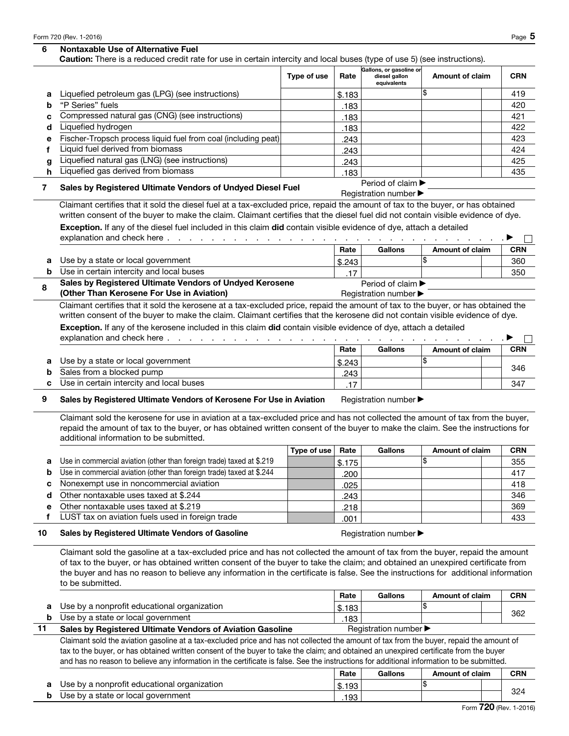## 6 Nontaxable Use of Alternative Fuel

**Caution:** There is a reduced credit rate for use in certain intercity and local buses (type of use 5) (see instructions).

| | | Type of use | Rate | Gallons, or gasoline or diesel gallon equivalents | Amount of claim | CRN |
|---|---|---|---|---|---|---|
| a | Liquefied petroleum gas (LPG) (see instructions) | | $.183 | | $ | 419 |
| b | "P Series" fuels | | .183 | | | 420 |
| c | Compressed natural gas (CNG) (see instructions) | | .183 | | | 421 |
| d | Liquefied hydrogen | | .183 | | | 422 |
| e | Fischer-Tropsch process liquid fuel from coal (including peat) | | .243 | | | 423 |
| f | Liquid fuel derived from biomass | | .243 | | | 424 |
| g | Liquefied natural gas (LNG) (see instructions) | | .243 | | | 425 |
| h | Liquefied gas derived from biomass | | .183 | | | 435 |

## 7 Sales by Registered Ultimate Vendors of Undyed Diesel Fuel

Period of claim ▶

Registration number ▶

Claimant certifies that it sold the diesel fuel at a tax-excluded price, repaid the amount of tax to the buyer, or has obtained written consent of the buyer to make the claim. Claimant certifies that the diesel fuel did not contain visible evidence of dye.

**Exception.** If any of the diesel fuel included in this claim **did** contain visible evidence of dye, attach a detailed explanation and check here . . . . . ▶ ☐

| | | Rate | Gallons | Amount of claim | CRN |
|---|---|---|---|---|---|
| a | Use by a state or local government | $.243 | | $ | 360 |
| b | Use in certain intercity and local buses | .17 | | | 350 |

## 8 Sales by Registered Ultimate Vendors of Undyed Kerosene (Other Than Kerosene For Use in Aviation)

Period of claim ▶

Registration number ▶

Claimant certifies that it sold the kerosene at a tax-excluded price, repaid the amount of tax to the buyer, or has obtained the written consent of the buyer to make the claim. Claimant certifies that the kerosene did not contain visible evidence of dye.

**Exception.** If any of the kerosene included in this claim **did** contain visible evidence of dye, attach a detailed explanation and check here . . . . . ▶ ☐

| | | Rate | Gallons | Amount of claim | CRN |
|---|---|---|---|---|---|
| a | Use by a state or local government | $.243 | | $ | 346 |
| b | Sales from a blocked pump | .243 | | | |
| c | Use in certain intercity and local buses | .17 | | | 347 |

## 9 Sales by Registered Ultimate Vendors of Kerosene For Use in Aviation

Registration number ▶

Claimant sold the kerosene for use in aviation at a tax-excluded price and has not collected the amount of tax from the buyer, repaid the amount of tax to the buyer, or has obtained written consent of the buyer to make the claim. See the instructions for additional information to be submitted.

| | | Type of use | Rate | Gallons | Amount of claim | CRN |
|---|---|---|---|---|---|---|
| a | Use in commercial aviation (other than foreign trade) taxed at $.219 | | $.175 | | $ | 355 |
| b | Use in commercial aviation (other than foreign trade) taxed at $.244 | | .200 | | | 417 |
| c | Nonexempt use in noncommercial aviation | | .025 | | | 418 |
| d | Other nontaxable uses taxed at $.244 | | .243 | | | 346 |
| e | Other nontaxable uses taxed at $.219 | | .218 | | | 369 |
| f | LUST tax on aviation fuels used in foreign trade | | .001 | | | 433 |

## 10 Sales by Registered Ultimate Vendors of Gasoline

Registration number ▶

Claimant sold the gasoline at a tax-excluded price and has not collected the amount of tax from the buyer, repaid the amount of tax to the buyer, or has obtained written consent of the buyer to take the claim; and obtained an unexpired certificate from the buyer and has no reason to believe any information in the certificate is false. See the instructions for additional information to be submitted.

| | | Rate | Gallons | Amount of claim | CRN |
|---|---|---|---|---|---|
| a | Use by a nonprofit educational organization | $.183 | | $ | 362 |
| b | Use by a state or local government | .183 | | | |

## 11 Sales by Registered Ultimate Vendors of Aviation Gasoline

Registration number ▶

Claimant sold the aviation gasoline at a tax-excluded price and has not collected the amount of tax from the buyer, repaid the amount of tax to the buyer, or has obtained written consent of the buyer to take the claim; and obtained an unexpired certificate from the buyer and has no reason to believe any information in the certificate is false. See the instructions for additional information to be submitted.

| | | Rate | Gallons | Amount of claim | CRN |
|---|---|---|---|---|---|
| a | Use by a nonprofit educational organization | $.193 | | $ | 324 |
| b | Use by a state or local government | .193 | | | |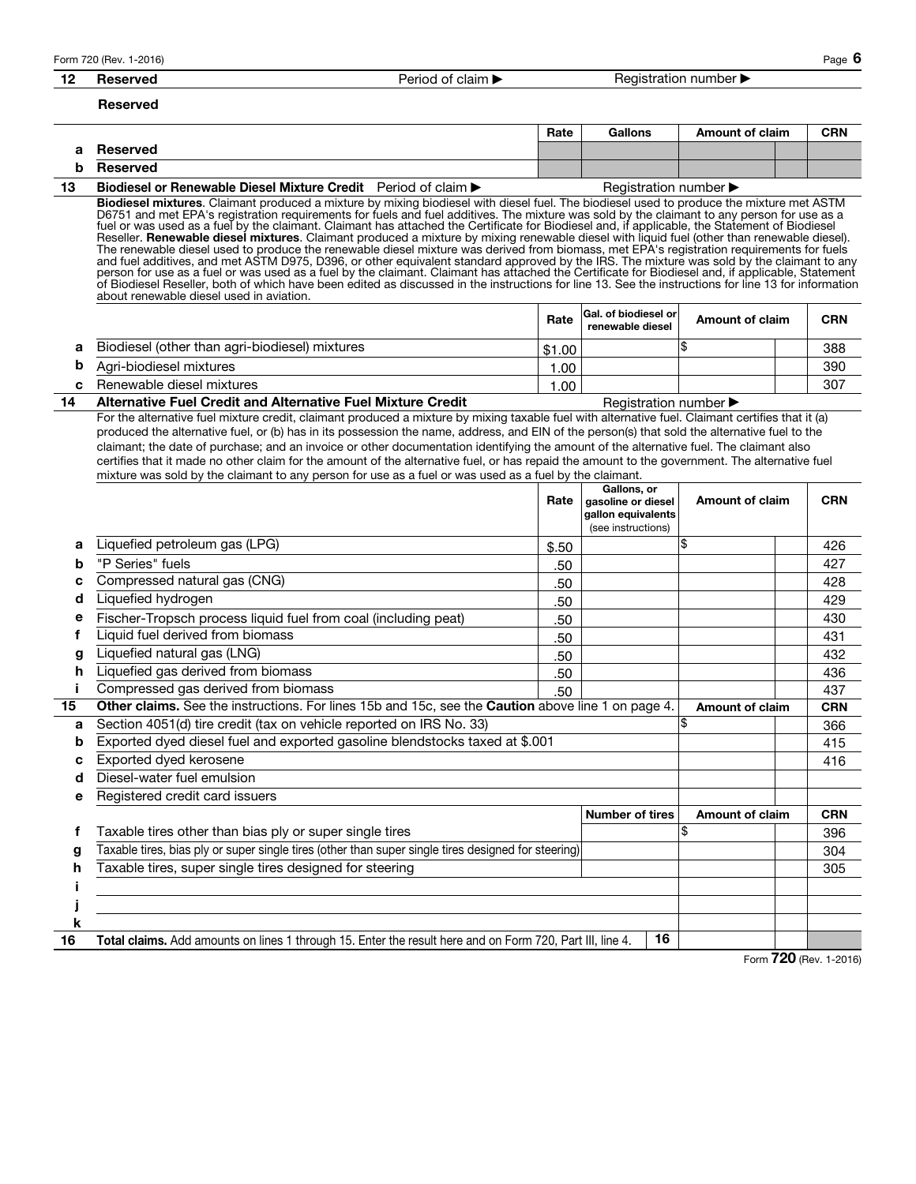**12 Reserved** Period of claim ▶ Registration number ▶

**Reserved**

| | | Rate | Gallons | Amount of claim | | CRN |
|---|---|---|---|---|---|---|
| **a** | **Reserved** | | | | | |
| **b** | **Reserved** | | | | | |

**13 Biodiesel or Renewable Diesel Mixture Credit** Period of claim ▶ Registration number ▶

**Biodiesel mixtures**. Claimant produced a mixture by mixing biodiesel with diesel fuel. The biodiesel used to produce the mixture met ASTM D6751 and met EPA's registration requirements for fuels and fuel additives. The mixture was sold by the claimant to any person for use as a fuel or was used as a fuel by the claimant. Claimant has attached the Certificate for Biodiesel and, if applicable, the Statement of Biodiesel Reseller. **Renewable diesel mixtures**. Claimant produced a mixture by mixing renewable diesel with liquid fuel (other than renewable diesel). The renewable diesel used to produce the renewable diesel mixture was derived from biomass, met EPA's registration requirements for fuels and fuel additives, and met ASTM D975, D396, or other equivalent standard approved by the IRS. The mixture was sold by the claimant to any person for use as a fuel or was used as a fuel by the claimant. Claimant has attached the Certificate for Biodiesel and, if applicable, Statement of Biodiesel Reseller, both of which have been edited as discussed in the instructions for line 13. See the instructions for line 13 for information about renewable diesel used in aviation.

| | | Rate | Gal. of biodiesel or renewable diesel | Amount of claim | | CRN |
|---|---|---|---|---|---|---|
| **a** | Biodiesel (other than agri-biodiesel) mixtures | $1.00 | | $ | | 388 |
| **b** | Agri-biodiesel mixtures | 1.00 | | | | 390 |
| **c** | Renewable diesel mixtures | 1.00 | | | | 307 |

**14 Alternative Fuel Credit and Alternative Fuel Mixture Credit** Registration number ▶

For the alternative fuel mixture credit, claimant produced a mixture by mixing taxable fuel with alternative fuel. Claimant certifies that it (a) produced the alternative fuel, or (b) has in its possession the name, address, and EIN of the person(s) that sold the alternative fuel to the claimant; the date of purchase; and an invoice or other documentation identifying the amount of the alternative fuel. The claimant also certifies that it made no other claim for the amount of the alternative fuel, or has repaid the amount to the government. The alternative fuel mixture was sold by the claimant to any person for use as a fuel or was used as a fuel by the claimant.

| | | Rate | Gallons, or gasoline or diesel gallon equivalents (see instructions) | Amount of claim | | CRN |
|---|---|---|---|---|---|---|
| **a** | Liquefied petroleum gas (LPG) | $.50 | | $ | | 426 |
| **b** | "P Series" fuels | .50 | | | | 427 |
| **c** | Compressed natural gas (CNG) | .50 | | | | 428 |
| **d** | Liquefied hydrogen | .50 | | | | 429 |
| **e** | Fischer-Tropsch process liquid fuel from coal (including peat) | .50 | | | | 430 |
| **f** | Liquid fuel derived from biomass | .50 | | | | 431 |
| **g** | Liquefied natural gas (LNG) | .50 | | | | 432 |
| **h** | Liquefied gas derived from biomass | .50 | | | | 436 |
| **i** | Compressed gas derived from biomass | .50 | | | | 437 |

| **15** | **Other claims.** See the instructions. For lines 15b and 15c, see the **Caution** above line 1 on page 4. | | Amount of claim | | CRN |
|---|---|---|---|---|---|
| **a** | Section 4051(d) tire credit (tax on vehicle reported on IRS No. 33) | | $ | | 366 |
| **b** | Exported dyed diesel fuel and exported gasoline blendstocks taxed at $.001 | | | | 415 |
| **c** | Exported dyed kerosene | | | | 416 |
| **d** | Diesel-water fuel emulsion | | | | |
| **e** | Registered credit card issuers | | | | |
| | | Number of tires | Amount of claim | | CRN |
| **f** | Taxable tires other than bias ply or super single tires | | $ | | 396 |
| **g** | Taxable tires, bias ply or super single tires (other than super single tires designed for steering) | | | | 304 |
| **h** | Taxable tires, super single tires designed for steering | | | | 305 |
| **i** | | | | | |
| **j** | | | | | |
| **k** | | | | | |
| **16** | **Total claims.** Add amounts on lines 1 through 15. Enter the result here and on Form 720, Part III, line 4. | **16** | | | |

Form **720** (Rev. 1-2016)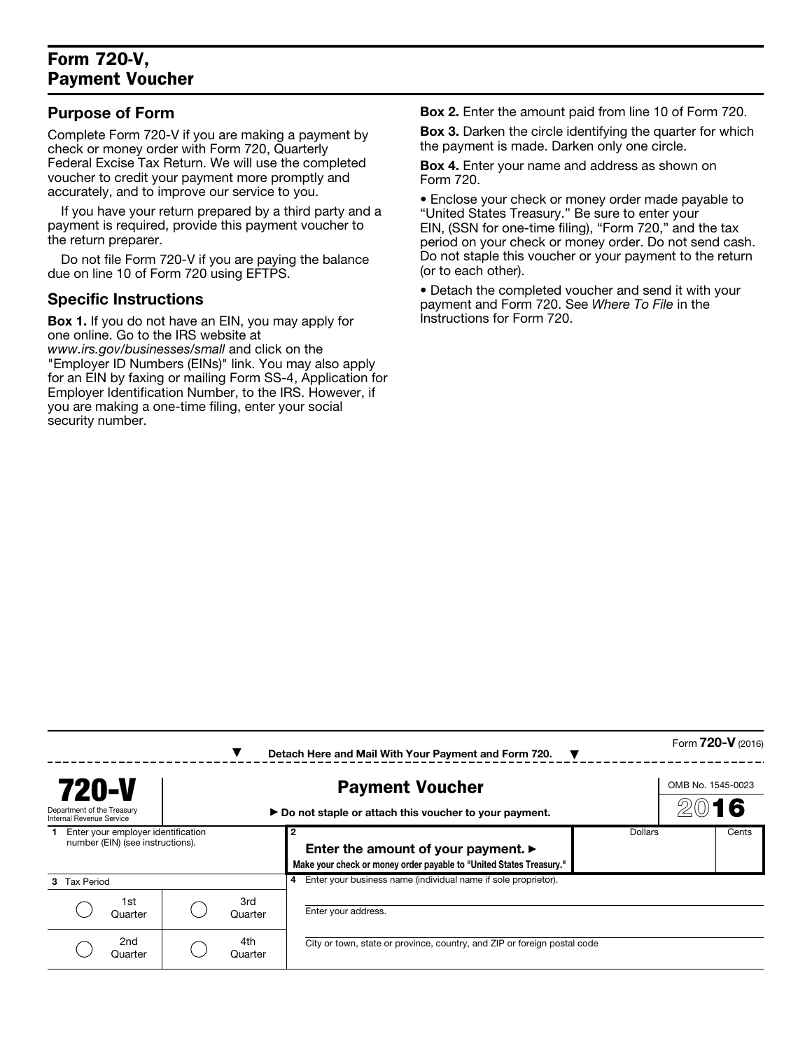# Form 720-V, Payment Voucher

## Purpose of Form

Complete Form 720-V if you are making a payment by check or money order with Form 720, Quarterly Federal Excise Tax Return. We will use the completed voucher to credit your payment more promptly and accurately, and to improve our service to you.

If you have your return prepared by a third party and a payment is required, provide this payment voucher to the return preparer.

Do not file Form 720-V if you are paying the balance due on line 10 of Form 720 using EFTPS.

## Specific Instructions

**Box 1.** If you do not have an EIN, you may apply for one online. Go to the IRS website at *www.irs.gov/businesses/small* and click on the "Employer ID Numbers (EINs)" link. You may also apply for an EIN by faxing or mailing Form SS-4, Application for Employer Identification Number, to the IRS. However, if you are making a one-time filing, enter your social security number.

**Box 2.** Enter the amount paid from line 10 of Form 720.

**Box 3.** Darken the circle identifying the quarter for which the payment is made. Darken only one circle.

**Box 4.** Enter your name and address as shown on Form 720.

- Enclose your check or money order made payable to "United States Treasury." Be sure to enter your EIN, (SSN for one-time filing), "Form 720," and the tax period on your check or money order. Do not send cash. Do not staple this voucher or your payment to the return (or to each other).
- Detach the completed voucher and send it with your payment and Form 720. See *Where To File* in the Instructions for Form 720.

---

▼ Detach Here and Mail With Your Payment and Form 720. ▼ Form **720-V** (2016)

**720-V**
Department of the Treasury
Internal Revenue Service

**Payment Voucher**

▶ Do not staple or attach this voucher to your payment.

OMB No. 1545-0023

**2016**

| | |
|---|---|
| **1** Enter your employer identification number (EIN) (see instructions). | **2** **Enter the amount of your payment.** ▶ Make your check or money order payable to "United States Treasury." — Dollars / Cents |
| **3** Tax Period: ◯ 1st Quarter ◯ 2nd Quarter ◯ 3rd Quarter ◯ 4th Quarter | **4** Enter your business name (individual name if sole proprietor). Enter your address. City or town, state or province, country, and ZIP or foreign postal code |